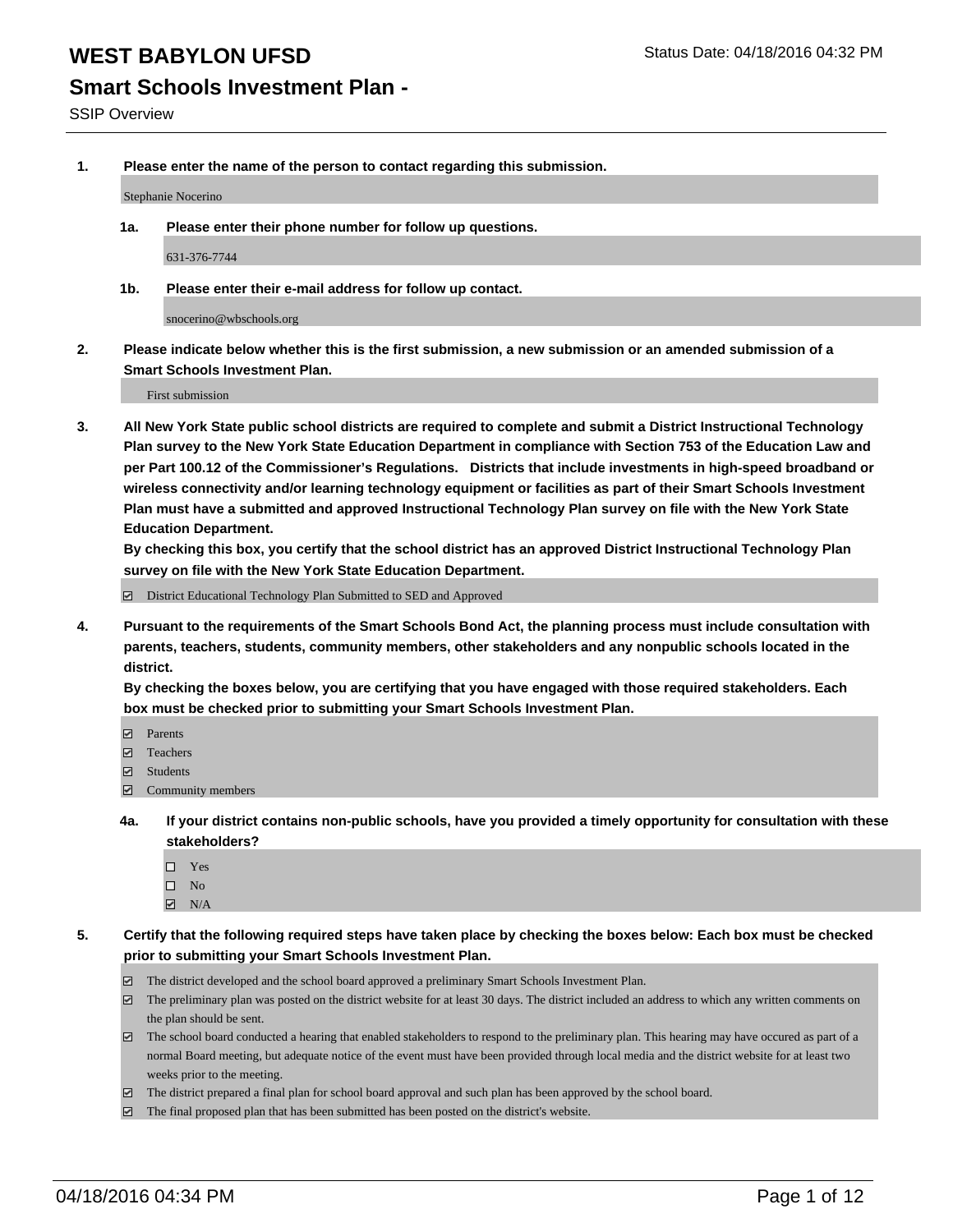# WEST BABYLON UFSD

Status Date: 04/18/2016 04:32 PM

## Smart Schools Investment Plan -

SSIP Overview

**1. Please enter the name of the person to contact regarding this submission.**

Stephanie Nocerino

**1a. Please enter their phone number for follow up questions.**

631-376-7744

**1b. Please enter their e-mail address for follow up contact.**

snocerino@wbschools.org

**2. Please indicate below whether this is the first submission, a new submission or an amended submission of a Smart Schools Investment Plan.**

First submission

**3. All New York State public school districts are required to complete and submit a District Instructional Technology Plan survey to the New York State Education Department in compliance with Section 753 of the Education Law and per Part 100.12 of the Commissioner's Regulations. Districts that include investments in high-speed broadband or wireless connectivity and/or learning technology equipment or facilities as part of their Smart Schools Investment Plan must have a submitted and approved Instructional Technology Plan survey on file with the New York State Education Department.**
**By checking this box, you certify that the school district has an approved District Instructional Technology Plan survey on file with the New York State Education Department.**

- [x] District Educational Technology Plan Submitted to SED and Approved

**4. Pursuant to the requirements of the Smart Schools Bond Act, the planning process must include consultation with parents, teachers, students, community members, other stakeholders and any nonpublic schools located in the district.**
**By checking the boxes below, you are certifying that you have engaged with those required stakeholders. Each box must be checked prior to submitting your Smart Schools Investment Plan.**

- [x] Parents
- [x] Teachers
- [x] Students
- [x] Community members

**4a. If your district contains non-public schools, have you provided a timely opportunity for consultation with these stakeholders?**

- [ ] Yes
- [ ] No
- [x] N/A

**5. Certify that the following required steps have taken place by checking the boxes below: Each box must be checked prior to submitting your Smart Schools Investment Plan.**

- [x] The district developed and the school board approved a preliminary Smart Schools Investment Plan.
- [x] The preliminary plan was posted on the district website for at least 30 days. The district included an address to which any written comments on the plan should be sent.
- [x] The school board conducted a hearing that enabled stakeholders to respond to the preliminary plan. This hearing may have occured as part of a normal Board meeting, but adequate notice of the event must have been provided through local media and the district website for at least two weeks prior to the meeting.
- [x] The district prepared a final plan for school board approval and such plan has been approved by the school board.
- [x] The final proposed plan that has been submitted has been posted on the district's website.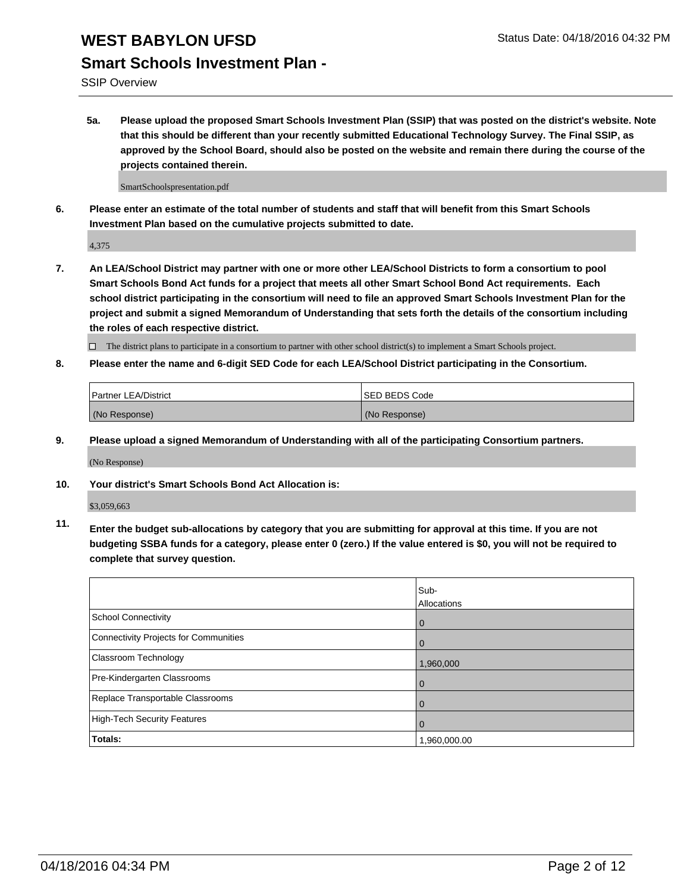# WEST BABYLON UFSD

## Smart Schools Investment Plan -

SSIP Overview

Status Date: 04/18/2016 04:32 PM

**5a. Please upload the proposed Smart Schools Investment Plan (SSIP) that was posted on the district's website. Note that this should be different than your recently submitted Educational Technology Survey. The Final SSIP, as approved by the School Board, should also be posted on the website and remain there during the course of the projects contained therein.**

SmartSchoolspresentation.pdf

**6. Please enter an estimate of the total number of students and staff that will benefit from this Smart Schools Investment Plan based on the cumulative projects submitted to date.**

4,375

**7. An LEA/School District may partner with one or more other LEA/School Districts to form a consortium to pool Smart Schools Bond Act funds for a project that meets all other Smart School Bond Act requirements. Each school district participating in the consortium will need to file an approved Smart Schools Investment Plan for the project and submit a signed Memorandum of Understanding that sets forth the details of the consortium including the roles of each respective district.**

☐ The district plans to participate in a consortium to partner with other school district(s) to implement a Smart Schools project.

**8. Please enter the name and 6-digit SED Code for each LEA/School District participating in the Consortium.**

| Partner LEA/District | SED BEDS Code |
|---|---|
| (No Response) | (No Response) |

**9. Please upload a signed Memorandum of Understanding with all of the participating Consortium partners.**

(No Response)

**10. Your district's Smart Schools Bond Act Allocation is:**

$3,059,663

**11. Enter the budget sub-allocations by category that you are submitting for approval at this time. If you are not budgeting SSBA funds for a category, please enter 0 (zero.) If the value entered is $0, you will not be required to complete that survey question.**

| | Sub-Allocations |
|---|---|
| School Connectivity | 0 |
| Connectivity Projects for Communities | 0 |
| Classroom Technology | 1,960,000 |
| Pre-Kindergarten Classrooms | 0 |
| Replace Transportable Classrooms | 0 |
| High-Tech Security Features | 0 |
| **Totals:** | 1,960,000.00 |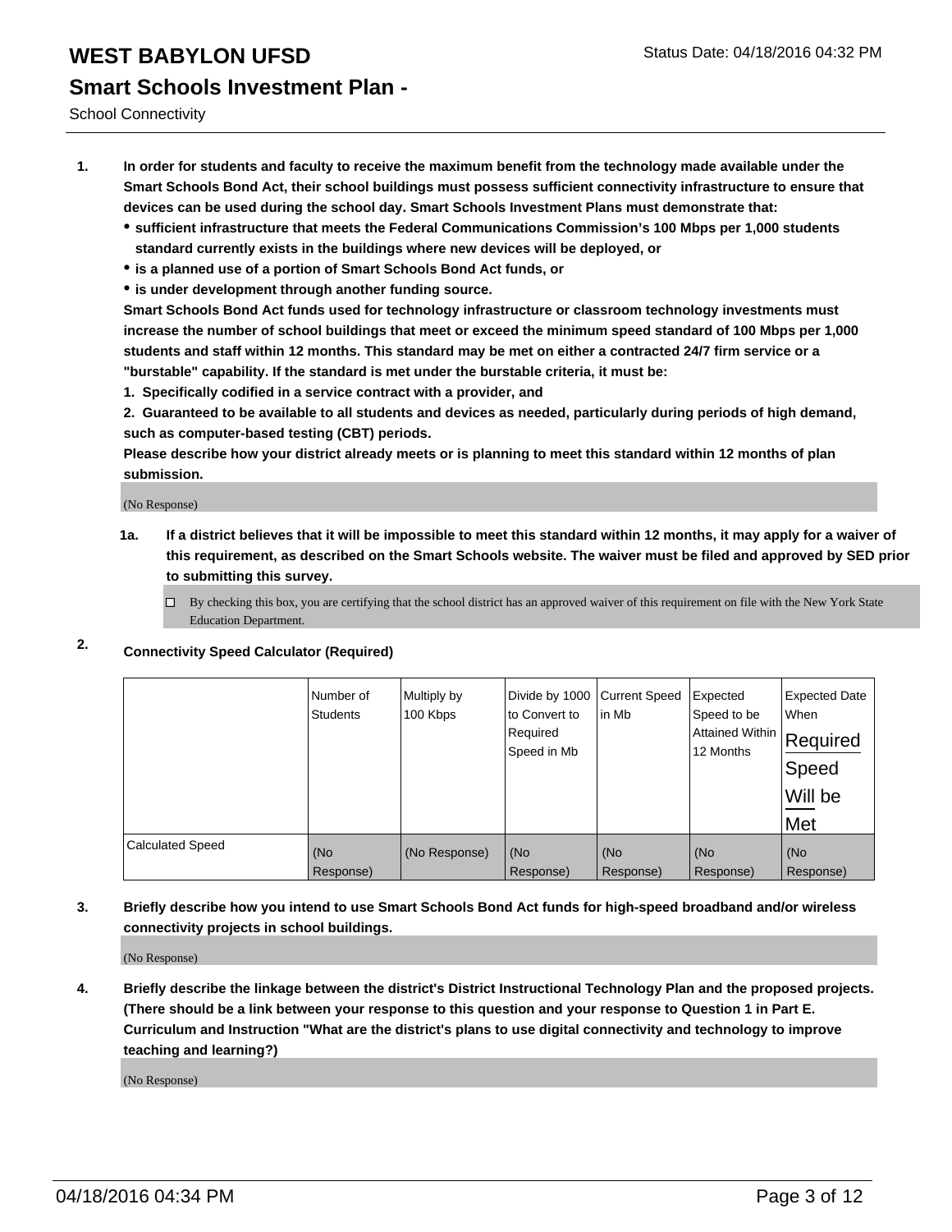# WEST BABYLON UFSD

## Smart Schools Investment Plan -

School Connectivity

Status Date: 04/18/2016 04:32 PM

1. **In order for students and faculty to receive the maximum benefit from the technology made available under the Smart Schools Bond Act, their school buildings must possess sufficient connectivity infrastructure to ensure that devices can be used during the school day. Smart Schools Investment Plans must demonstrate that:**
   - **sufficient infrastructure that meets the Federal Communications Commission's 100 Mbps per 1,000 students standard currently exists in the buildings where new devices will be deployed, or**
   - **is a planned use of a portion of Smart Schools Bond Act funds, or**
   - **is under development through another funding source.**

   **Smart Schools Bond Act funds used for technology infrastructure or classroom technology investments must increase the number of school buildings that meet or exceed the minimum speed standard of 100 Mbps per 1,000 students and staff within 12 months. This standard may be met on either a contracted 24/7 firm service or a "burstable" capability. If the standard is met under the burstable criteria, it must be:**

   **1. Specifically codified in a service contract with a provider, and**

   **2. Guaranteed to be available to all students and devices as needed, particularly during periods of high demand, such as computer-based testing (CBT) periods.**

   **Please describe how your district already meets or is planning to meet this standard within 12 months of plan submission.**

   (No Response)

   **1a. If a district believes that it will be impossible to meet this standard within 12 months, it may apply for a waiver of this requirement, as described on the Smart Schools website. The waiver must be filed and approved by SED prior to submitting this survey.**

   ☐ By checking this box, you are certifying that the school district has an approved waiver of this requirement on file with the New York State Education Department.

2. **Connectivity Speed Calculator (Required)**

| | Number of Students | Multiply by 100 Kbps | Divide by 1000 to Convert to Required Speed in Mb | Current Speed in Mb | Expected Speed to be Attained Within 12 Months | Expected Date When Required Speed Will be Met |
|---|---|---|---|---|---|---|
| Calculated Speed | (No Response) | (No Response) | (No Response) | (No Response) | (No Response) | (No Response) |

3. **Briefly describe how you intend to use Smart Schools Bond Act funds for high-speed broadband and/or wireless connectivity projects in school buildings.**

   (No Response)

4. **Briefly describe the linkage between the district's District Instructional Technology Plan and the proposed projects. (There should be a link between your response to this question and your response to Question 1 in Part E. Curriculum and Instruction "What are the district's plans to use digital connectivity and technology to improve teaching and learning?)**

   (No Response)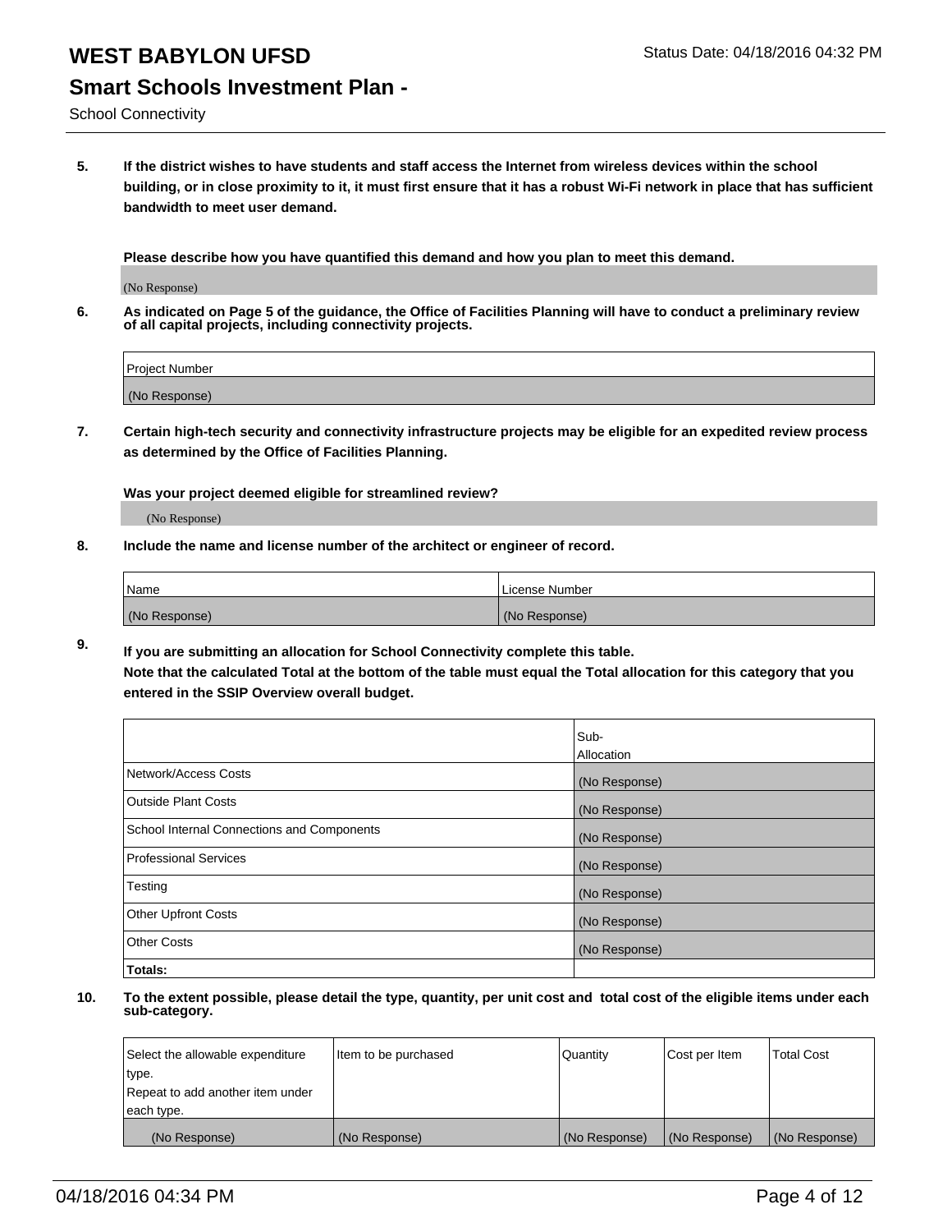# WEST BABYLON UFSD

## Smart Schools Investment Plan -

School Connectivity

Status Date: 04/18/2016 04:32 PM

**5. If the district wishes to have students and staff access the Internet from wireless devices within the school building, or in close proximity to it, it must first ensure that it has a robust Wi-Fi network in place that has sufficient bandwidth to meet user demand.**

**Please describe how you have quantified this demand and how you plan to meet this demand.**

(No Response)

**6. As indicated on Page 5 of the guidance, the Office of Facilities Planning will have to conduct a preliminary review of all capital projects, including connectivity projects.**

| Project Number |
|---|
| (No Response) |

**7. Certain high-tech security and connectivity infrastructure projects may be eligible for an expedited review process as determined by the Office of Facilities Planning.**

**Was your project deemed eligible for streamlined review?**

(No Response)

**8. Include the name and license number of the architect or engineer of record.**

| Name | License Number |
|---|---|
| (No Response) | (No Response) |

**9. If you are submitting an allocation for School Connectivity complete this table. Note that the calculated Total at the bottom of the table must equal the Total allocation for this category that you entered in the SSIP Overview overall budget.**

| | Sub-Allocation |
|---|---|
| Network/Access Costs | (No Response) |
| Outside Plant Costs | (No Response) |
| School Internal Connections and Components | (No Response) |
| Professional Services | (No Response) |
| Testing | (No Response) |
| Other Upfront Costs | (No Response) |
| Other Costs | (No Response) |
| **Totals:** | |

**10. To the extent possible, please detail the type, quantity, per unit cost and total cost of the eligible items under each sub-category.**

| Select the allowable expenditure type. Repeat to add another item under each type. | Item to be purchased | Quantity | Cost per Item | Total Cost |
|---|---|---|---|---|
| (No Response) | (No Response) | (No Response) | (No Response) | (No Response) |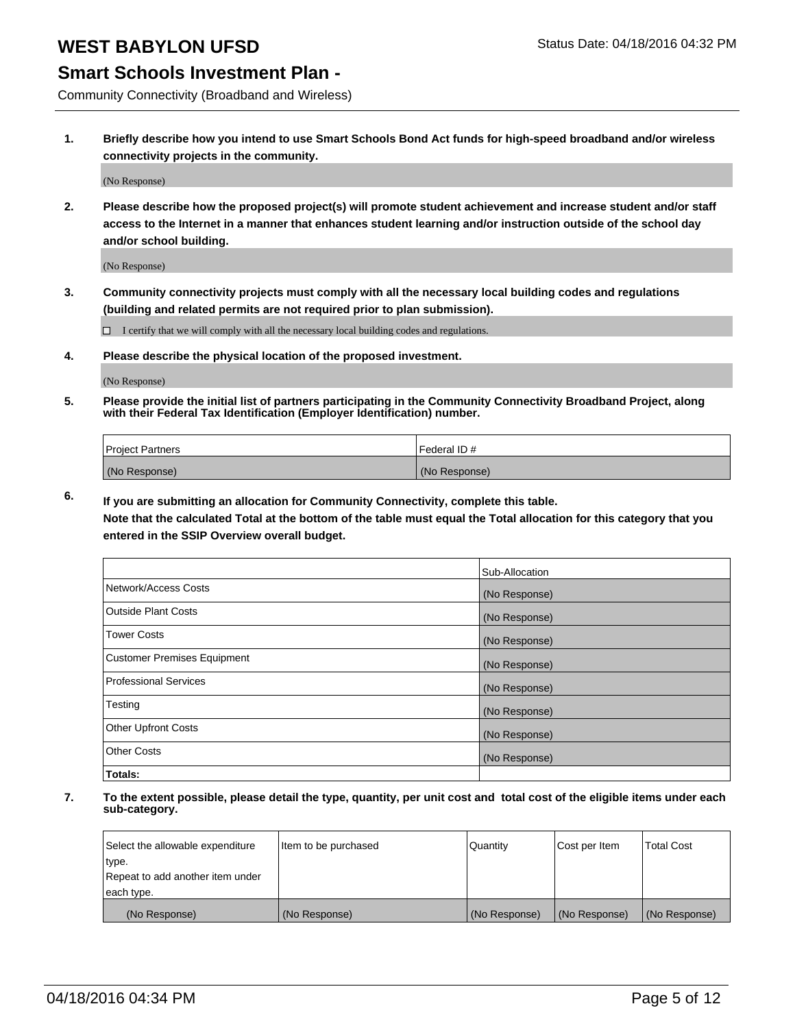# WEST BABYLON UFSD

Status Date: 04/18/2016 04:32 PM

## Smart Schools Investment Plan -

Community Connectivity (Broadband and Wireless)

**1. Briefly describe how you intend to use Smart Schools Bond Act funds for high-speed broadband and/or wireless connectivity projects in the community.**

(No Response)

**2. Please describe how the proposed project(s) will promote student achievement and increase student and/or staff access to the Internet in a manner that enhances student learning and/or instruction outside of the school day and/or school building.**

(No Response)

**3. Community connectivity projects must comply with all the necessary local building codes and regulations (building and related permits are not required prior to plan submission).**

☐ I certify that we will comply with all the necessary local building codes and regulations.

**4. Please describe the physical location of the proposed investment.**

(No Response)

**5. Please provide the initial list of partners participating in the Community Connectivity Broadband Project, along with their Federal Tax Identification (Employer Identification) number.**

| Project Partners | Federal ID # |
|---|---|
| (No Response) | (No Response) |

**6. If you are submitting an allocation for Community Connectivity, complete this table.**
**Note that the calculated Total at the bottom of the table must equal the Total allocation for this category that you entered in the SSIP Overview overall budget.**

| | Sub-Allocation |
|---|---|
| Network/Access Costs | (No Response) |
| Outside Plant Costs | (No Response) |
| Tower Costs | (No Response) |
| Customer Premises Equipment | (No Response) |
| Professional Services | (No Response) |
| Testing | (No Response) |
| Other Upfront Costs | (No Response) |
| Other Costs | (No Response) |
| **Totals:** | |

**7. To the extent possible, please detail the type, quantity, per unit cost and total cost of the eligible items under each sub-category.**

| Select the allowable expenditure type. Repeat to add another item under each type. | Item to be purchased | Quantity | Cost per Item | Total Cost |
|---|---|---|---|---|
| (No Response) | (No Response) | (No Response) | (No Response) | (No Response) |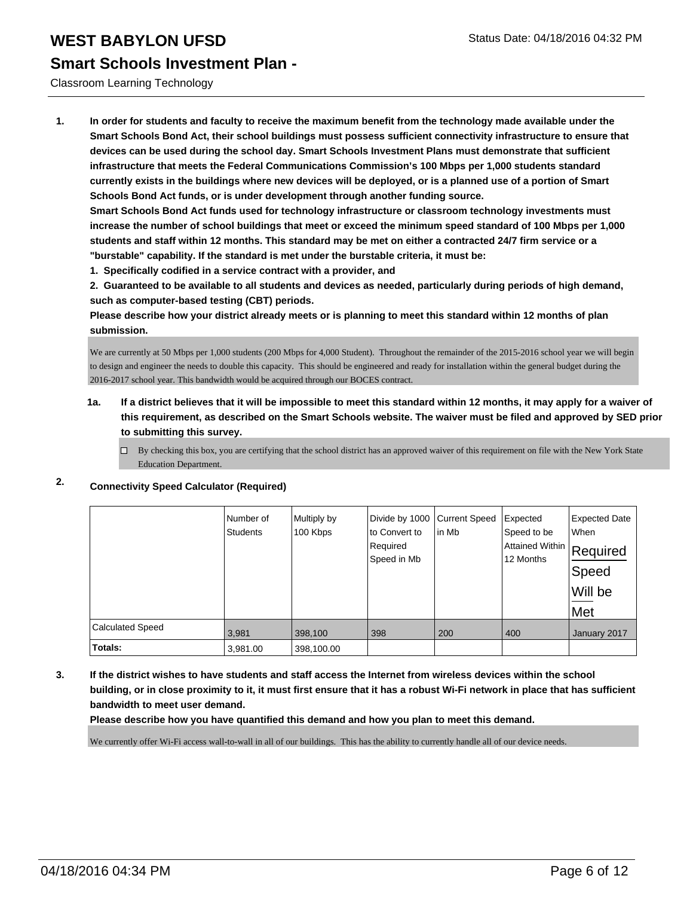# WEST BABYLON UFSD

## Smart Schools Investment Plan -

Classroom Learning Technology

1. **In order for students and faculty to receive the maximum benefit from the technology made available under the Smart Schools Bond Act, their school buildings must possess sufficient connectivity infrastructure to ensure that devices can be used during the school day. Smart Schools Investment Plans must demonstrate that sufficient infrastructure that meets the Federal Communications Commission's 100 Mbps per 1,000 students standard currently exists in the buildings where new devices will be deployed, or is a planned use of a portion of Smart Schools Bond Act funds, or is under development through another funding source.**
   **Smart Schools Bond Act funds used for technology infrastructure or classroom technology investments must increase the number of school buildings that meet or exceed the minimum speed standard of 100 Mbps per 1,000 students and staff within 12 months. This standard may be met on either a contracted 24/7 firm service or a "burstable" capability. If the standard is met under the burstable criteria, it must be:**
   **1. Specifically codified in a service contract with a provider, and**
   **2. Guaranteed to be available to all students and devices as needed, particularly during periods of high demand, such as computer-based testing (CBT) periods.**
   **Please describe how your district already meets or is planning to meet this standard within 12 months of plan submission.**

   We are currently at 50 Mbps per 1,000 students (200 Mbps for 4,000 Student). Throughout the remainder of the 2015-2016 school year we will begin to design and engineer the needs to double this capacity. This should be engineered and ready for installation within the general budget during the 2016-2017 school year. This bandwidth would be acquired through our BOCES contract.

   **1a. If a district believes that it will be impossible to meet this standard within 12 months, it may apply for a waiver of this requirement, as described on the Smart Schools website. The waiver must be filed and approved by SED prior to submitting this survey.**

   ☐ By checking this box, you are certifying that the school district has an approved waiver of this requirement on file with the New York State Education Department.

2. **Connectivity Speed Calculator (Required)**

| | Number of Students | Multiply by 100 Kbps | Divide by 1000 to Convert to Required Speed in Mb | Current Speed in Mb | Expected Speed to be Attained Within 12 Months | Expected Date When Required Speed Will be Met |
|---|---|---|---|---|---|---|
| Calculated Speed | 3,981 | 398,100 | 398 | 200 | 400 | January 2017 |
| **Totals:** | 3,981.00 | 398,100.00 | | | | |

3. **If the district wishes to have students and staff access the Internet from wireless devices within the school building, or in close proximity to it, it must first ensure that it has a robust Wi-Fi network in place that has sufficient bandwidth to meet user demand.**
   **Please describe how you have quantified this demand and how you plan to meet this demand.**

   We currently offer Wi-Fi access wall-to-wall in all of our buildings. This has the ability to currently handle all of our device needs.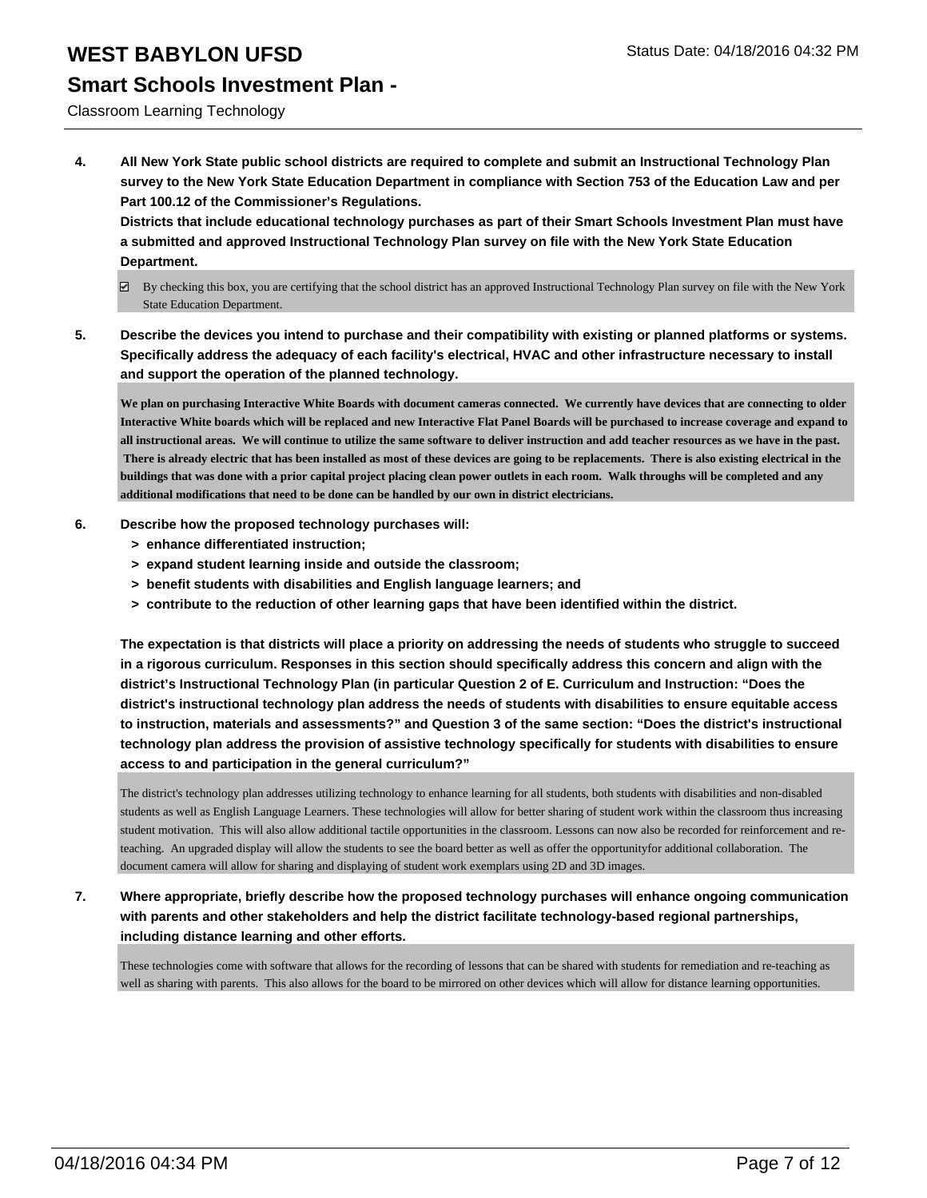**4. All New York State public school districts are required to complete and submit an Instructional Technology Plan survey to the New York State Education Department in compliance with Section 753 of the Education Law and per Part 100.12 of the Commissioner's Regulations.**

**Districts that include educational technology purchases as part of their Smart Schools Investment Plan must have a submitted and approved Instructional Technology Plan survey on file with the New York State Education Department.**

☑ By checking this box, you are certifying that the school district has an approved Instructional Technology Plan survey on file with the New York State Education Department.

**5. Describe the devices you intend to purchase and their compatibility with existing or planned platforms or systems. Specifically address the adequacy of each facility's electrical, HVAC and other infrastructure necessary to install and support the operation of the planned technology.**

**We plan on purchasing Interactive White Boards with document cameras connected. We currently have devices that are connecting to older Interactive White boards which will be replaced and new Interactive Flat Panel Boards will be purchased to increase coverage and expand to all instructional areas. We will continue to utilize the same software to deliver instruction and add teacher resources as we have in the past. There is already electric that has been installed as most of these devices are going to be replacements. There is also existing electrical in the buildings that was done with a prior capital project placing clean power outlets in each room. Walk throughs will be completed and any additional modifications that need to be done can be handled by our own in district electricians.**

**6. Describe how the proposed technology purchases will:**

- **> enhance differentiated instruction;**
- **> expand student learning inside and outside the classroom;**
- **> benefit students with disabilities and English language learners; and**
- **> contribute to the reduction of other learning gaps that have been identified within the district.**

**The expectation is that districts will place a priority on addressing the needs of students who struggle to succeed in a rigorous curriculum. Responses in this section should specifically address this concern and align with the district's Instructional Technology Plan (in particular Question 2 of E. Curriculum and Instruction: "Does the district's instructional technology plan address the needs of students with disabilities to ensure equitable access to instruction, materials and assessments?" and Question 3 of the same section: "Does the district's instructional technology plan address the provision of assistive technology specifically for students with disabilities to ensure access to and participation in the general curriculum?"**

The district's technology plan addresses utilizing technology to enhance learning for all students, both students with disabilities and non-disabled students as well as English Language Learners. These technologies will allow for better sharing of student work within the classroom thus increasing student motivation. This will also allow additional tactile opportunities in the classroom. Lessons can now also be recorded for reinforcement and re-teaching. An upgraded display will allow the students to see the board better as well as offer the opportunityfor additional collaboration. The document camera will allow for sharing and displaying of student work exemplars using 2D and 3D images.

**7. Where appropriate, briefly describe how the proposed technology purchases will enhance ongoing communication with parents and other stakeholders and help the district facilitate technology-based regional partnerships, including distance learning and other efforts.**

These technologies come with software that allows for the recording of lessons that can be shared with students for remediation and re-teaching as well as sharing with parents. This also allows for the board to be mirrored on other devices which will allow for distance learning opportunities.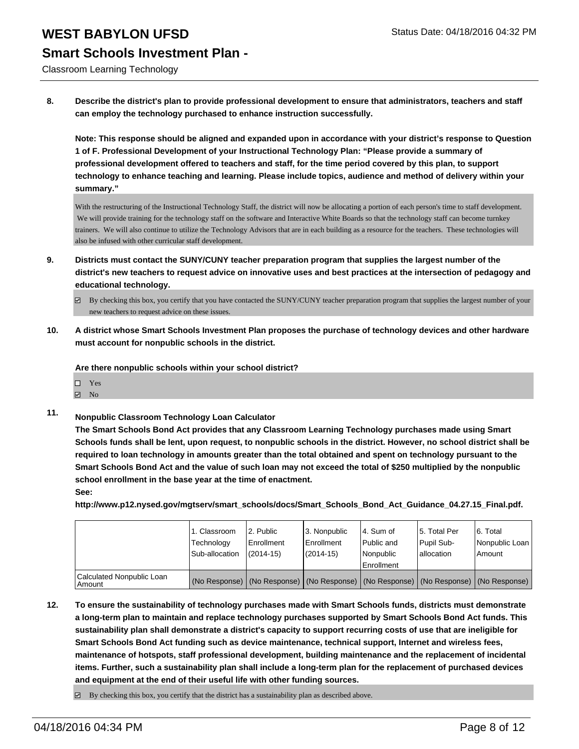8. **Describe the district's plan to provide professional development to ensure that administrators, teachers and staff can employ the technology purchased to enhance instruction successfully.**

   **Note: This response should be aligned and expanded upon in accordance with your district's response to Question 1 of F. Professional Development of your Instructional Technology Plan: "Please provide a summary of professional development offered to teachers and staff, for the time period covered by this plan, to support technology to enhance teaching and learning. Please include topics, audience and method of delivery within your summary."**

   With the restructuring of the Instructional Technology Staff, the district will now be allocating a portion of each person's time to staff development. We will provide training for the technology staff on the software and Interactive White Boards so that the technology staff can become turnkey trainers. We will also continue to utilize the Technology Advisors that are in each building as a resource for the teachers. These technologies will also be infused with other curricular staff development.

9. **Districts must contact the SUNY/CUNY teacher preparation program that supplies the largest number of the district's new teachers to request advice on innovative uses and best practices at the intersection of pedagogy and educational technology.**

   - [x] By checking this box, you certify that you have contacted the SUNY/CUNY teacher preparation program that supplies the largest number of your new teachers to request advice on these issues.

10. **A district whose Smart Schools Investment Plan proposes the purchase of technology devices and other hardware must account for nonpublic schools in the district.**

    **Are there nonpublic schools within your school district?**

    - [ ] Yes
    - [x] No

11. **Nonpublic Classroom Technology Loan Calculator**
    **The Smart Schools Bond Act provides that any Classroom Learning Technology purchases made using Smart Schools funds shall be lent, upon request, to nonpublic schools in the district. However, no school district shall be required to loan technology in amounts greater than the total obtained and spent on technology pursuant to the Smart Schools Bond Act and the value of such loan may not exceed the total of $250 multiplied by the nonpublic school enrollment in the base year at the time of enactment.**
    **See:**
    **http://www.p12.nysed.gov/mgtserv/smart_schools/docs/Smart_Schools_Bond_Act_Guidance_04.27.15_Final.pdf.**

| | 1. Classroom Technology Sub-allocation | 2. Public Enrollment (2014-15) | 3. Nonpublic Enrollment (2014-15) | 4. Sum of Public and Nonpublic Enrollment | 5. Total Per Pupil Sub-allocation | 6. Total Nonpublic Loan Amount |
|---|---|---|---|---|---|---|
| Calculated Nonpublic Loan Amount | (No Response) | (No Response) | (No Response) | (No Response) | (No Response) | (No Response) |

12. **To ensure the sustainability of technology purchases made with Smart Schools funds, districts must demonstrate a long-term plan to maintain and replace technology purchases supported by Smart Schools Bond Act funds. This sustainability plan shall demonstrate a district's capacity to support recurring costs of use that are ineligible for Smart Schools Bond Act funding such as device maintenance, technical support, Internet and wireless fees, maintenance of hotspots, staff professional development, building maintenance and the replacement of incidental items. Further, such a sustainability plan shall include a long-term plan for the replacement of purchased devices and equipment at the end of their useful life with other funding sources.**

    - [x] By checking this box, you certify that the district has a sustainability plan as described above.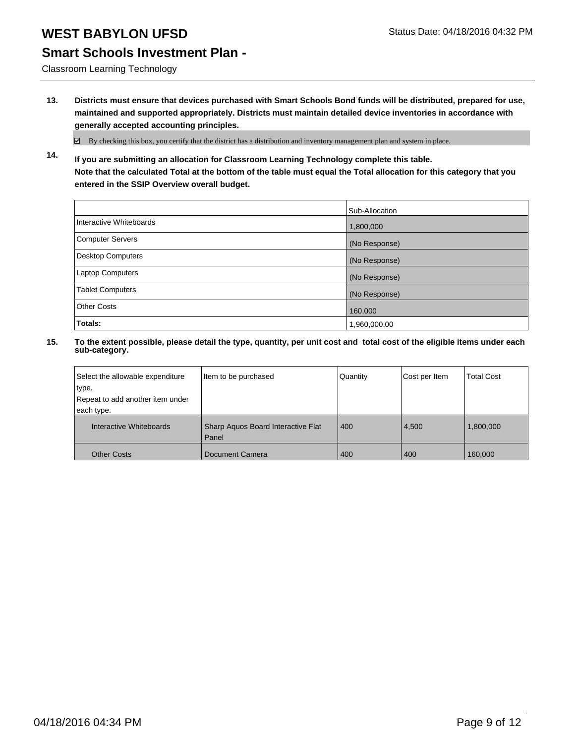# WEST BABYLON UFSD

## Smart Schools Investment Plan -

Classroom Learning Technology

**13. Districts must ensure that devices purchased with Smart Schools Bond funds will be distributed, prepared for use, maintained and supported appropriately. Districts must maintain detailed device inventories in accordance with generally accepted accounting principles.**

☑ By checking this box, you certify that the district has a distribution and inventory management plan and system in place.

**14. If you are submitting an allocation for Classroom Learning Technology complete this table. Note that the calculated Total at the bottom of the table must equal the Total allocation for this category that you entered in the SSIP Overview overall budget.**

| | Sub-Allocation |
|---|---|
| Interactive Whiteboards | 1,800,000 |
| Computer Servers | (No Response) |
| Desktop Computers | (No Response) |
| Laptop Computers | (No Response) |
| Tablet Computers | (No Response) |
| Other Costs | 160,000 |
| **Totals:** | 1,960,000.00 |

**15. To the extent possible, please detail the type, quantity, per unit cost and total cost of the eligible items under each sub-category.**

| Select the allowable expenditure type. Repeat to add another item under each type. | Item to be purchased | Quantity | Cost per Item | Total Cost |
|---|---|---|---|---|
| Interactive Whiteboards | Sharp Aquos Board Interactive Flat Panel | 400 | 4,500 | 1,800,000 |
| Other Costs | Document Camera | 400 | 400 | 160,000 |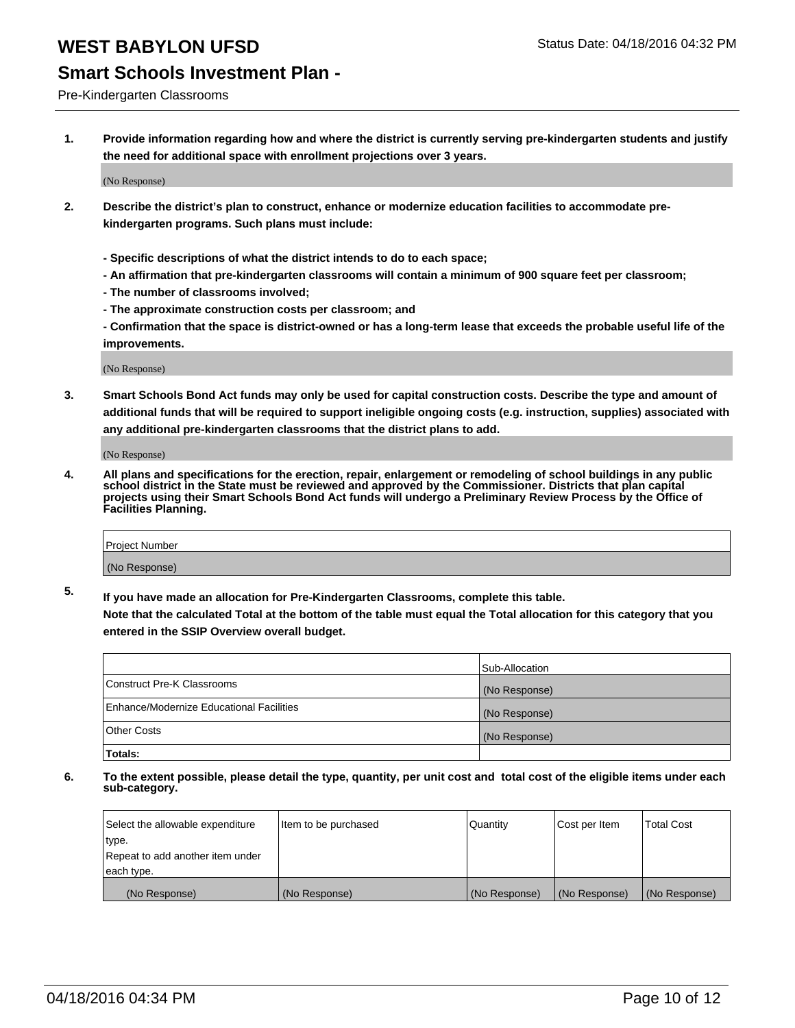# WEST BABYLON UFSD

Status Date: 04/18/2016 04:32 PM

## Smart Schools Investment Plan -

Pre-Kindergarten Classrooms

**1. Provide information regarding how and where the district is currently serving pre-kindergarten students and justify the need for additional space with enrollment projections over 3 years.**

(No Response)

**2. Describe the district's plan to construct, enhance or modernize education facilities to accommodate pre-kindergarten programs. Such plans must include:**

**- Specific descriptions of what the district intends to do to each space;**
**- An affirmation that pre-kindergarten classrooms will contain a minimum of 900 square feet per classroom;**
**- The number of classrooms involved;**
**- The approximate construction costs per classroom; and**
**- Confirmation that the space is district-owned or has a long-term lease that exceeds the probable useful life of the improvements.**

(No Response)

**3. Smart Schools Bond Act funds may only be used for capital construction costs. Describe the type and amount of additional funds that will be required to support ineligible ongoing costs (e.g. instruction, supplies) associated with any additional pre-kindergarten classrooms that the district plans to add.**

(No Response)

**4. All plans and specifications for the erection, repair, enlargement or remodeling of school buildings in any public school district in the State must be reviewed and approved by the Commissioner. Districts that plan capital projects using their Smart Schools Bond Act funds will undergo a Preliminary Review Process by the Office of Facilities Planning.**

| Project Number |
|---|
| (No Response) |

**5. If you have made an allocation for Pre-Kindergarten Classrooms, complete this table.**
**Note that the calculated Total at the bottom of the table must equal the Total allocation for this category that you entered in the SSIP Overview overall budget.**

| | Sub-Allocation |
|---|---|
| Construct Pre-K Classrooms | (No Response) |
| Enhance/Modernize Educational Facilities | (No Response) |
| Other Costs | (No Response) |
| **Totals:** | |

**6. To the extent possible, please detail the type, quantity, per unit cost and total cost of the eligible items under each sub-category.**

| Select the allowable expenditure type.<br>Repeat to add another item under each type. | Item to be purchased | Quantity | Cost per Item | Total Cost |
|---|---|---|---|---|
| (No Response) | (No Response) | (No Response) | (No Response) | (No Response) |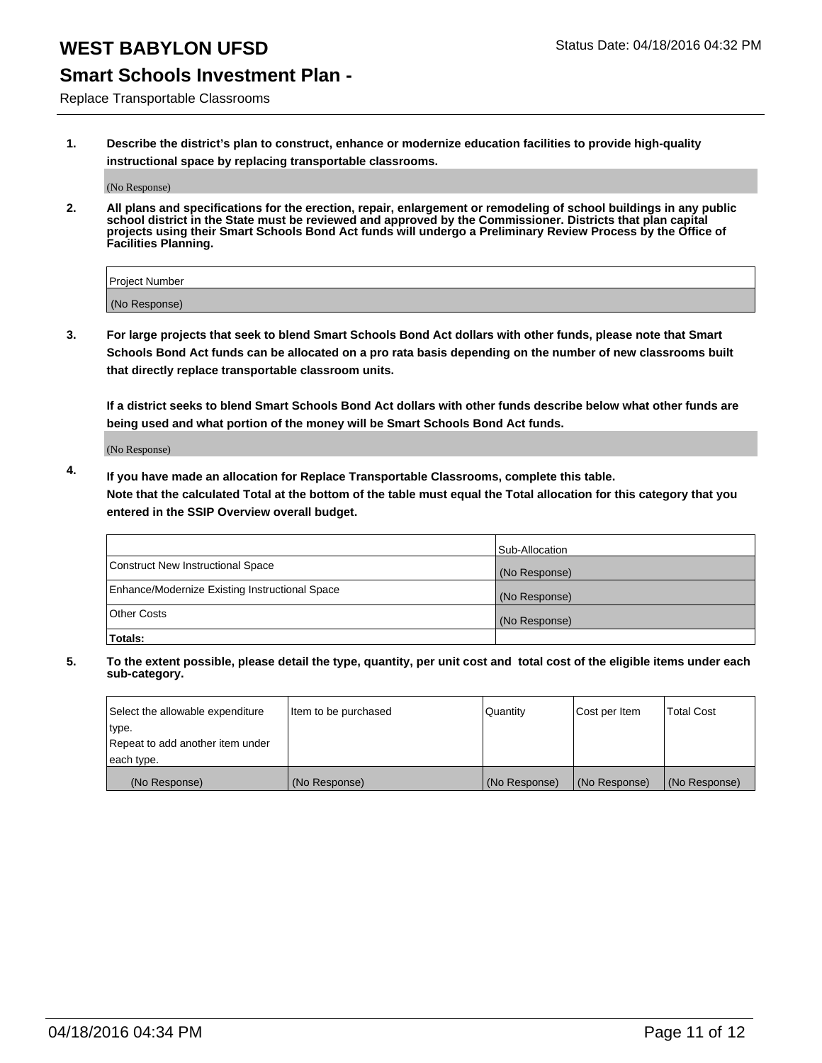# WEST BABYLON UFSD

Status Date: 04/18/2016 04:32 PM

## Smart Schools Investment Plan -

Replace Transportable Classrooms

1. **Describe the district's plan to construct, enhance or modernize education facilities to provide high-quality instructional space by replacing transportable classrooms.**

   (No Response)

2. **All plans and specifications for the erection, repair, enlargement or remodeling of school buildings in any public school district in the State must be reviewed and approved by the Commissioner. Districts that plan capital projects using their Smart Schools Bond Act funds will undergo a Preliminary Review Process by the Office of Facilities Planning.**

| Project Number |
|---|
| (No Response) |

3. **For large projects that seek to blend Smart Schools Bond Act dollars with other funds, please note that Smart Schools Bond Act funds can be allocated on a pro rata basis depending on the number of new classrooms built that directly replace transportable classroom units.**

   **If a district seeks to blend Smart Schools Bond Act dollars with other funds describe below what other funds are being used and what portion of the money will be Smart Schools Bond Act funds.**

   (No Response)

4. **If you have made an allocation for Replace Transportable Classrooms, complete this table.**
   **Note that the calculated Total at the bottom of the table must equal the Total allocation for this category that you entered in the SSIP Overview overall budget.**

| | Sub-Allocation |
|---|---|
| Construct New Instructional Space | (No Response) |
| Enhance/Modernize Existing Instructional Space | (No Response) |
| Other Costs | (No Response) |
| **Totals:** | |

5. **To the extent possible, please detail the type, quantity, per unit cost and total cost of the eligible items under each sub-category.**

| Select the allowable expenditure type. Repeat to add another item under each type. | Item to be purchased | Quantity | Cost per Item | Total Cost |
|---|---|---|---|---|
| (No Response) | (No Response) | (No Response) | (No Response) | (No Response) |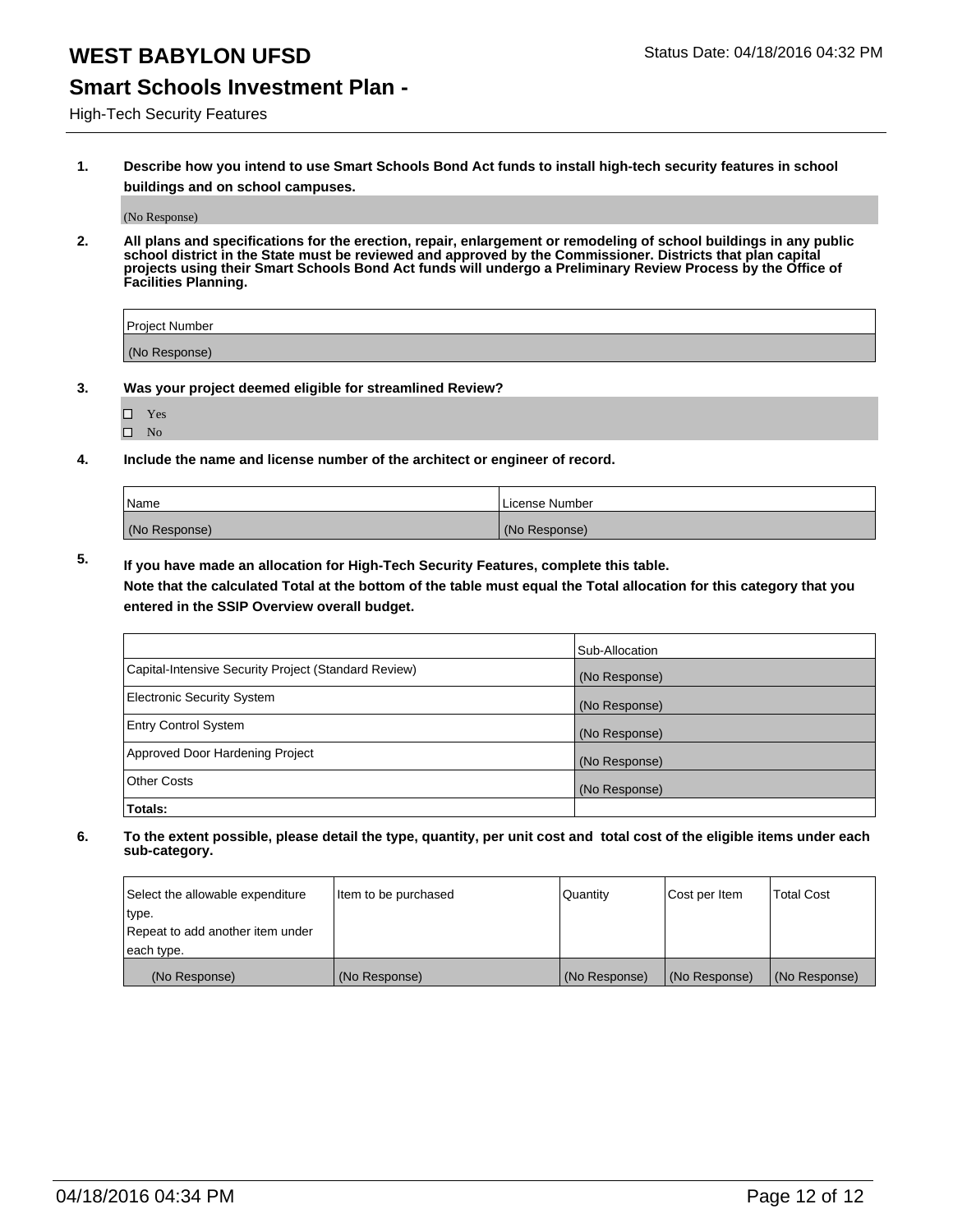# WEST BABYLON UFSD

Status Date: 04/18/2016 04:32 PM

## Smart Schools Investment Plan -

High-Tech Security Features

**1. Describe how you intend to use Smart Schools Bond Act funds to install high-tech security features in school buildings and on school campuses.**

(No Response)

**2. All plans and specifications for the erection, repair, enlargement or remodeling of school buildings in any public school district in the State must be reviewed and approved by the Commissioner. Districts that plan capital projects using their Smart Schools Bond Act funds will undergo a Preliminary Review Process by the Office of Facilities Planning.**

| Project Number |
|---|
| (No Response) |

**3. Was your project deemed eligible for streamlined Review?**

- ☐ Yes
- ☐ No

**4. Include the name and license number of the architect or engineer of record.**

| Name | License Number |
|---|---|
| (No Response) | (No Response) |

**5. If you have made an allocation for High-Tech Security Features, complete this table.**

**Note that the calculated Total at the bottom of the table must equal the Total allocation for this category that you entered in the SSIP Overview overall budget.**

| | Sub-Allocation |
|---|---|
| Capital-Intensive Security Project (Standard Review) | (No Response) |
| Electronic Security System | (No Response) |
| Entry Control System | (No Response) |
| Approved Door Hardening Project | (No Response) |
| Other Costs | (No Response) |
| **Totals:** | |

**6. To the extent possible, please detail the type, quantity, per unit cost and total cost of the eligible items under each sub-category.**

| Select the allowable expenditure type. Repeat to add another item under each type. | Item to be purchased | Quantity | Cost per Item | Total Cost |
|---|---|---|---|---|
| (No Response) | (No Response) | (No Response) | (No Response) | (No Response) |